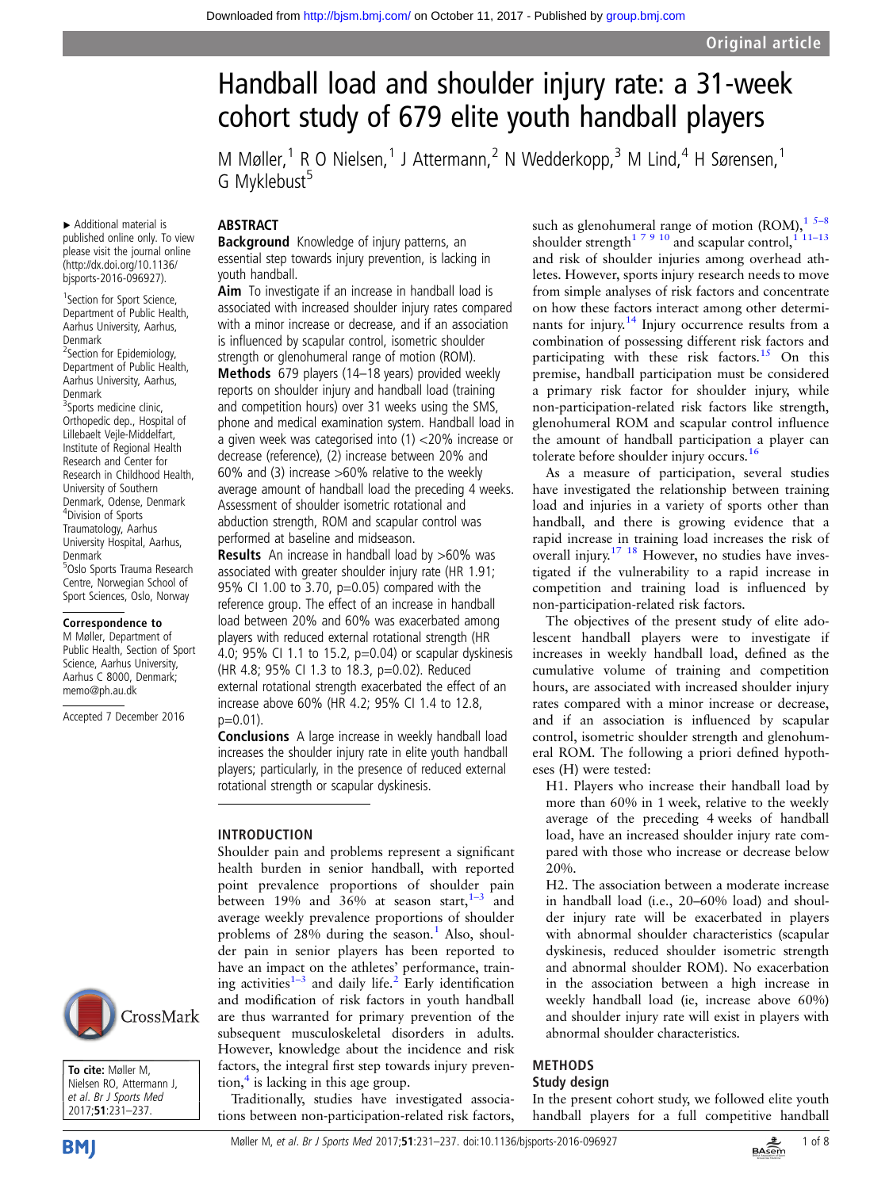# Handball load and shoulder injury rate: a 31-week cohort study of 679 elite youth handball players

M Møller,[1] R O Nielsen,[1] J Attermann,[2] N Wedderkopp,[3] M Lind,[4] H Sørensen,[1] G Myklebust[5]

▸ Additional material is published online only. To view please visit the journal online (http://dx.doi.org/10.1136/bjsports-2016-096927).

[1]Section for Sport Science, Department of Public Health, Aarhus University, Aarhus, Denmark
[2]Section for Epidemiology, Department of Public Health, Aarhus University, Aarhus, Denmark
[3]Sports medicine clinic, Orthopedic dep., Hospital of Lillebaelt Vejle-Middelfart, Institute of Regional Health Research and Center for Research in Childhood Health, University of Southern Denmark, Odense, Denmark
[4]Division of Sports Traumatology, Aarhus University Hospital, Aarhus, Denmark
[5]Oslo Sports Trauma Research Centre, Norwegian School of Sport Sciences, Oslo, Norway

**Correspondence to**
M Møller, Department of Public Health, Section of Sport Science, Aarhus University, Aarhus C 8000, Denmark; memo@ph.au.dk

Accepted 7 December 2016

**To cite:** Møller M, Nielsen RO, Attermann J, *et al. Br J Sports Med* 2017;**51**:231–237.

## ABSTRACT

**Background** Knowledge of injury patterns, an essential step towards injury prevention, is lacking in youth handball.

**Aim** To investigate if an increase in handball load is associated with increased shoulder injury rates compared with a minor increase or decrease, and if an association is influenced by scapular control, isometric shoulder strength or glenohumeral range of motion (ROM).

**Methods** 679 players (14–18 years) provided weekly reports on shoulder injury and handball load (training and competition hours) over 31 weeks using the SMS, phone and medical examination system. Handball load in a given week was categorised into (1) <20% increase or decrease (reference), (2) increase between 20% and 60% and (3) increase >60% relative to the weekly average amount of handball load the preceding 4 weeks. Assessment of shoulder isometric rotational and abduction strength, ROM and scapular control was performed at baseline and midseason.

**Results** An increase in handball load by >60% was associated with greater shoulder injury rate (HR 1.91; 95% CI 1.00 to 3.70, p=0.05) compared with the reference group. The effect of an increase in handball load between 20% and 60% was exacerbated among players with reduced external rotational strength (HR 4.0; 95% CI 1.1 to 15.2, p=0.04) or scapular dyskinesis (HR 4.8; 95% CI 1.3 to 18.3, p=0.02). Reduced external rotational strength exacerbated the effect of an increase above 60% (HR 4.2; 95% CI 1.4 to 12.8, p=0.01).

**Conclusions** A large increase in weekly handball load increases the shoulder injury rate in elite youth handball players; particularly, in the presence of reduced external rotational strength or scapular dyskinesis.

## INTRODUCTION

Shoulder pain and problems represent a significant health burden in senior handball, with reported point prevalence proportions of shoulder pain between 19% and 36% at season start,[1–3] and average weekly prevalence proportions of shoulder problems of 28% during the season.[1] Also, shoulder pain in senior players has been reported to have an impact on the athletes' performance, training activities[1–3] and daily life.[2] Early identification and modification of risk factors in youth handball are thus warranted for primary prevention of the subsequent musculoskeletal disorders in adults. However, knowledge about the incidence and risk factors, the integral first step towards injury prevention,[4] is lacking in this age group.

Traditionally, studies have investigated associations between non-participation-related risk factors, such as glenohumeral range of motion (ROM),[1 5–8] shoulder strength[1 7 9 10] and scapular control,[1 11–13] and risk of shoulder injuries among overhead athletes. However, sports injury research needs to move from simple analyses of risk factors and concentrate on how these factors interact among other determinants for injury.[14] Injury occurrence results from a combination of possessing different risk factors and participating with these risk factors.[15] On this premise, handball participation must be considered a primary risk factor for shoulder injury, while non-participation-related risk factors like strength, glenohumeral ROM and scapular control influence the amount of handball participation a player can tolerate before shoulder injury occurs.[16]

As a measure of participation, several studies have investigated the relationship between training load and injuries in a variety of sports other than handball, and there is growing evidence that a rapid increase in training load increases the risk of overall injury.[17 18] However, no studies have investigated if the vulnerability to a rapid increase in competition and training load is influenced by non-participation-related risk factors.

The objectives of the present study of elite adolescent handball players were to investigate if increases in weekly handball load, defined as the cumulative volume of training and competition hours, are associated with increased shoulder injury rates compared with a minor increase or decrease, and if an association is influenced by scapular control, isometric shoulder strength and glenohumeral ROM. The following a priori defined hypotheses (H) were tested:

H1. Players who increase their handball load by more than 60% in 1 week, relative to the weekly average of the preceding 4 weeks of handball load, have an increased shoulder injury rate compared with those who increase or decrease below 20%.

H2. The association between a moderate increase in handball load (i.e., 20–60% load) and shoulder injury rate will be exacerbated in players with abnormal shoulder characteristics (scapular dyskinesis, reduced shoulder isometric strength and abnormal shoulder ROM). No exacerbation in the association between a high increase in weekly handball load (ie, increase above 60%) and shoulder injury rate will exist in players with abnormal shoulder characteristics.

## METHODS

### Study design

In the present cohort study, we followed elite youth handball players for a full competitive handball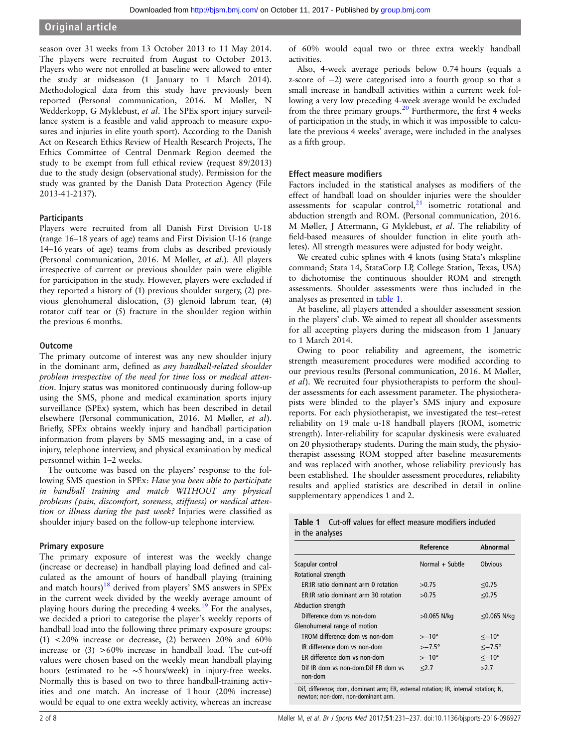season over 31 weeks from 13 October 2013 to 11 May 2014. The players were recruited from August to October 2013. Players who were not enrolled at baseline were allowed to enter the study at midseason (1 January to 1 March 2014). Methodological data from this study have previously been reported (Personal communication, 2016. M Møller, N Wedderkopp, G Myklebust, *et al*. The SPEx sport injury surveillance system is a feasible and valid approach to measure exposures and injuries in elite youth sport). According to the Danish Act on Research Ethics Review of Health Research Projects, The Ethics Committee of Central Denmark Region deemed the study to be exempt from full ethical review (request 89/2013) due to the study design (observational study). Permission for the study was granted by the Danish Data Protection Agency (File 2013-41-2137).

### Participants

Players were recruited from all Danish First Division U-18 (range 16–18 years of age) teams and First Division U-16 (range 14–16 years of age) teams from clubs as described previously (Personal communication, 2016. M Møller, *et al*.). All players irrespective of current or previous shoulder pain were eligible for participation in the study. However, players were excluded if they reported a history of (1) previous shoulder surgery, (2) previous glenohumeral dislocation, (3) glenoid labrum tear, (4) rotator cuff tear or (5) fracture in the shoulder region within the previous 6 months.

### Outcome

The primary outcome of interest was any new shoulder injury in the dominant arm, defined as *any handball-related shoulder problem irrespective of the need for time loss or medical attention*. Injury status was monitored continuously during follow-up using the SMS, phone and medical examination sports injury surveillance (SPEx) system, which has been described in detail elsewhere (Personal communication, 2016. M Møller, *et al*). Briefly, SPEx obtains weekly injury and handball participation information from players by SMS messaging and, in a case of injury, telephone interview, and physical examination by medical personnel within 1–2 weeks.

The outcome was based on the players' response to the following SMS question in SPEx: *Have you been able to participate in handball training and match WITHOUT any physical problems (pain, discomfort, soreness, stiffness) or medical attention or illness during the past week?* Injuries were classified as shoulder injury based on the follow-up telephone interview.

### Primary exposure

The primary exposure of interest was the weekly change (increase or decrease) in handball playing load defined and calculated as the amount of hours of handball playing (training and match hours)[18] derived from players' SMS answers in SPEx in the current week divided by the weekly average amount of playing hours during the preceding 4 weeks.[19] For the analyses, we decided a priori to categorise the player's weekly reports of handball load into the following three primary exposure groups: (1) <20% increase or decrease, (2) between 20% and 60% increase or (3) >60% increase in handball load. The cut-off values were chosen based on the weekly mean handball playing hours (estimated to be ∼5 hours/week) in injury-free weeks. Normally this is based on two to three handball-training activities and one match. An increase of 1 hour (20% increase) would be equal to one extra weekly activity, whereas an increase of 60% would equal two or three extra weekly handball activities.

Also, 4-week average periods below 0.74 hours (equals a z-score of −2) were categorised into a fourth group so that a small increase in handball activities within a current week following a very low preceding 4-week average would be excluded from the three primary groups.[20] Furthermore, the first 4 weeks of participation in the study, in which it was impossible to calculate the previous 4 weeks' average, were included in the analyses as a fifth group.

### Effect measure modifiers

Factors included in the statistical analyses as modifiers of the effect of handball load on shoulder injuries were the shoulder assessments for scapular control,[21] isometric rotational and abduction strength and ROM. (Personal communication, 2016. M Møller, J Attermann, G Myklebust, *et al*. The reliability of field-based measures of shoulder function in elite youth athletes). All strength measures were adjusted for body weight.

We created cubic splines with 4 knots (using Stata's mkspline command; Stata 14, StataCorp LP, College Station, Texas, USA) to dichotomise the continuous shoulder ROM and strength assessments. Shoulder assessments were thus included in the analyses as presented in table 1.

At baseline, all players attended a shoulder assessment session in the players' club. We aimed to repeat all shoulder assessments for all accepting players during the midseason from 1 January to 1 March 2014.

Owing to poor reliability and agreement, the isometric strength measurement procedures were modified according to our previous results (Personal communication, 2016. M Møller, *et al*). We recruited four physiotherapists to perform the shoulder assessments for each assessment parameter. The physiotherapists were blinded to the player's SMS injury and exposure reports. For each physiotherapist, we investigated the test–retest reliability on 19 male u-18 handball players (ROM, isometric strength). Inter-reliability for scapular dyskinesis were evaluated on 20 physiotherapy students. During the main study, the physiotherapist assessing ROM stopped after baseline measurements and was replaced with another, whose reliability previously has been established. The shoulder assessment procedures, reliability results and applied statistics are described in detail in online supplementary appendices 1 and 2.

**Table 1** Cut-off values for effect measure modifiers included in the analyses

| | Reference | Abnormal |
|---|---|---|
| Scapular control | Normal + Subtle | Obvious |
| Rotational strength | | |
| ER:IR ratio dominant arm 0 rotation | >0.75 | ≤0.75 |
| ER:IR ratio dominant arm 30 rotation | >0.75 | ≤0.75 |
| Abduction strength | | |
| Difference dom vs non-dom | >0.065 N/kg | ≤0.065 N/kg |
| Glenohumeral range of motion | | |
| TROM difference dom vs non-dom | >−10° | ≤−10° |
| IR difference dom vs non-dom | >−7.5° | ≤−7.5° |
| ER difference dom vs non-dom | >−10° | ≤−10° |
| Dif IR dom vs non-dom:Dif ER dom vs non-dom | ≤2.7 | >2.7 |

Dif, difference; dom, dominant arm; ER, external rotation; IR, internal rotation; N, newton; non-dom, non-dominant arm.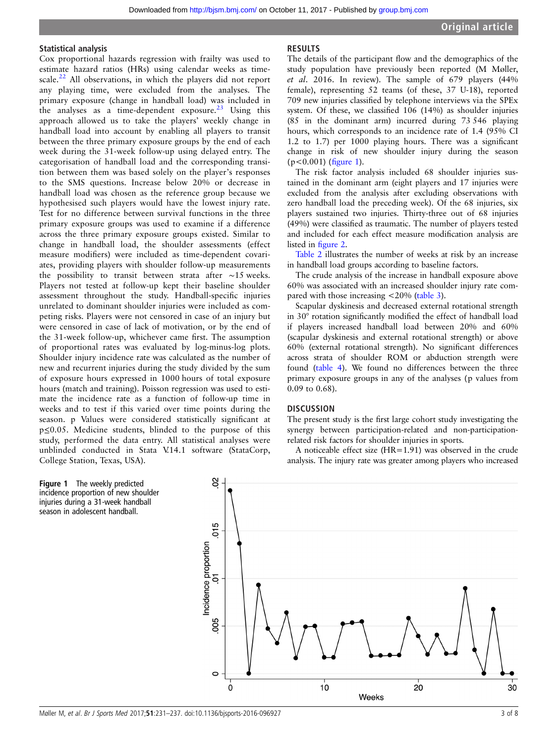### Statistical analysis

Cox proportional hazards regression with frailty was used to estimate hazard ratios (HRs) using calendar weeks as time-scale.[22] All observations, in which the players did not report any playing time, were excluded from the analyses. The primary exposure (change in handball load) was included in the analyses as a time-dependent exposure.[23] Using this approach allowed us to take the players' weekly change in handball load into account by enabling all players to transit between the three primary exposure groups by the end of each week during the 31-week follow-up using delayed entry. The categorisation of handball load and the corresponding transition between them was based solely on the player's responses to the SMS questions. Increase below 20% or decrease in handball load was chosen as the reference group because we hypothesised such players would have the lowest injury rate. Test for no difference between survival functions in the three primary exposure groups was used to examine if a difference across the three primary exposure groups existed. Similar to change in handball load, the shoulder assessments (effect measure modifiers) were included as time-dependent covariates, providing players with shoulder follow-up measurements the possibility to transit between strata after ~15 weeks. Players not tested at follow-up kept their baseline shoulder assessment throughout the study. Handball-specific injuries unrelated to dominant shoulder injuries were included as competing risks. Players were not censored in case of an injury but were censored in case of lack of motivation, or by the end of the 31-week follow-up, whichever came first. The assumption of proportional rates was evaluated by log-minus-log plots. Shoulder injury incidence rate was calculated as the number of new and recurrent injuries during the study divided by the sum of exposure hours expressed in 1000 hours of total exposure hours (match and training). Poisson regression was used to estimate the incidence rate as a function of follow-up time in weeks and to test if this varied over time points during the season. p Values were considered statistically significant at p≤0.05. Medicine students, blinded to the purpose of this study, performed the data entry. All statistical analyses were unblinded conducted in Stata V.14.1 software (StataCorp, College Station, Texas, USA).

## RESULTS

The details of the participant flow and the demographics of the study population have previously been reported (M Møller, *et al*. 2016. In review). The sample of 679 players (44% female), representing 52 teams (of these, 37 U-18), reported 709 new injuries classified by telephone interviews via the SPEx system. Of these, we classified 106 (14%) as shoulder injuries (85 in the dominant arm) incurred during 73 546 playing hours, which corresponds to an incidence rate of 1.4 (95% CI 1.2 to 1.7) per 1000 playing hours. There was a significant change in risk of new shoulder injury during the season (p<0.001) (figure 1).

The risk factor analysis included 68 shoulder injuries sustained in the dominant arm (eight players and 17 injuries were excluded from the analysis after excluding observations with zero handball load the preceding week). Of the 68 injuries, six players sustained two injuries. Thirty-three out of 68 injuries (49%) were classified as traumatic. The number of players tested and included for each effect measure modification analysis are listed in figure 2.

Table 2 illustrates the number of weeks at risk by an increase in handball load groups according to baseline factors.

The crude analysis of the increase in handball exposure above 60% was associated with an increased shoulder injury rate compared with those increasing <20% (table 3).

Scapular dyskinesis and decreased external rotational strength in 30° rotation significantly modified the effect of handball load if players increased handball load between 20% and 60% (scapular dyskinesis and external rotational strength) or above 60% (external rotational strength). No significant differences across strata of shoulder ROM or abduction strength were found (table 4). We found no differences between the three primary exposure groups in any of the analyses (p values from 0.09 to 0.68).

## DISCUSSION

The present study is the first large cohort study investigating the synergy between participation-related and non-participation-related risk factors for shoulder injuries in sports.

A noticeable effect size (HR=1.91) was observed in the crude analysis. The injury rate was greater among players who increased

**Figure 1** The weekly predicted incidence proportion of new shoulder injuries during a 31-week handball season in adolescent handball.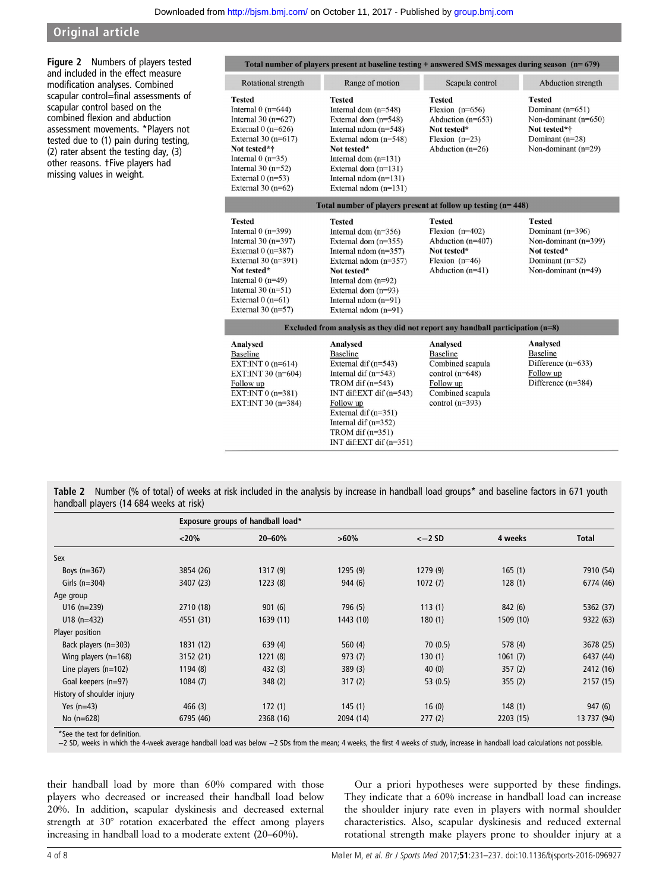Figure 2 Numbers of players tested and included in the effect measure modification analyses. Combined scapular control=final assessments of scapular control based on the combined flexion and abduction assessment movements. *Players not tested due to (1) pain during testing, (2) rater absent the testing day, (3) other reasons. †Five players had missing values in weight.

**Total number of players present at baseline testing + answered SMS messages during season (n= 679)**

| Rotational strength | Range of motion | Scapula control | Abduction strength |
|---|---|---|---|
| **Tested**<br>Internal 0 (n=644)<br>Internal 30 (n=627)<br>External 0 (n=626)<br>External 30 (n=617)<br>**Not tested*†**<br>Internal 0 (n=35)<br>Internal 30 (n=52)<br>External 0 (n=53)<br>External 30 (n=62) | **Tested**<br>Internal dom (n=548)<br>External dom (n=548)<br>Internal ndom (n=548)<br>External ndom (n=548)<br>**Not tested***<br>Internal dom (n=131)<br>External dom (n=131)<br>Internal ndom (n=131)<br>External ndom (n=131) | **Tested**<br>Flexion (n=656)<br>Abduction (n=653)<br>**Not tested***<br>Flexion (n=23)<br>Abduction (n=26) | **Tested**<br>Dominant (n=651)<br>Non-dominant (n=650)<br>**Not tested*†**<br>Dominant (n=28)<br>Non-dominant (n=29) |

**Total number of players present at follow up testing (n= 448)**

| Rotational strength | Range of motion | Scapula control | Abduction strength |
|---|---|---|---|
| **Tested**<br>Internal 0 (n=399)<br>Internal 30 (n=397)<br>External 0 (n=387)<br>External 30 (n=391)<br>**Not tested***<br>Internal 0 (n=49)<br>Internal 30 (n=51)<br>External 0 (n=61)<br>External 30 (n=57) | **Tested**<br>Internal dom (n=356)<br>External dom (n=355)<br>Internal ndom (n=357)<br>External ndom (n=357)<br>**Not tested***<br>Internal dom (n=92)<br>External dom (n=93)<br>Internal ndom (n=91)<br>External ndom (n=91) | **Tested**<br>Flexion (n=402)<br>Abduction (n=407)<br>**Not tested***<br>Flexion (n=46)<br>Abduction (n=41) | **Tested**<br>Dominant (n=396)<br>Non-dominant (n=399)<br>**Not tested***<br>Dominant (n=52)<br>Non-dominant (n=49) |

**Excluded from analysis as they did not report any handball participation (n=8)**

| Rotational strength | Range of motion | Scapula control | Abduction strength |
|---|---|---|---|
| **Analysed**<br>Baseline<br>EXT:INT 0 (n=614)<br>EXT:INT 30 (n=604)<br>Follow up<br>EXT:INT 0 (n=381)<br>EXT:INT 30 (n=384) | **Analysed**<br>Baseline<br>External dif (n=543)<br>Internal dif (n=543)<br>TROM dif (n=543)<br>INT dif:EXT dif (n=543)<br>Follow up<br>External dif (n=351)<br>Internal dif (n=352)<br>TROM dif (n=351)<br>INT dif:EXT dif (n=351) | **Analysed**<br>Baseline<br>Combined scapula control (n=648)<br>Follow up<br>Combined scapula control (n=393) | **Analysed**<br>Baseline<br>Difference (n=633)<br>Follow up<br>Difference (n=384) |

**Table 2** Number (% of total) of weeks at risk included in the analysis by increase in handball load groups* and baseline factors in 671 youth handball players (14 684 weeks at risk)

| | Exposure groups of handball load* | | | | | |
|---|---|---|---|---|---|---|
| | <20% | 20–60% | >60% | <−2 SD | 4 weeks | Total |
| Sex | | | | | | |
| Boys (n=367) | 3854 (26) | 1317 (9) | 1295 (9) | 1279 (9) | 165 (1) | 7910 (54) |
| Girls (n=304) | 3407 (23) | 1223 (8) | 944 (6) | 1072 (7) | 128 (1) | 6774 (46) |
| Age group | | | | | | |
| U16 (n=239) | 2710 (18) | 901 (6) | 796 (5) | 113 (1) | 842 (6) | 5362 (37) |
| U18 (n=432) | 4551 (31) | 1639 (11) | 1443 (10) | 180 (1) | 1509 (10) | 9322 (63) |
| Player position | | | | | | |
| Back players (n=303) | 1831 (12) | 639 (4) | 560 (4) | 70 (0.5) | 578 (4) | 3678 (25) |
| Wing players (n=168) | 3152 (21) | 1221 (8) | 973 (7) | 130 (1) | 1061 (7) | 6437 (44) |
| Line players (n=102) | 1194 (8) | 432 (3) | 389 (3) | 40 (0) | 357 (2) | 2412 (16) |
| Goal keepers (n=97) | 1084 (7) | 348 (2) | 317 (2) | 53 (0.5) | 355 (2) | 2157 (15) |
| History of shoulder injury | | | | | | |
| Yes (n=43) | 466 (3) | 172 (1) | 145 (1) | 16 (0) | 148 (1) | 947 (6) |
| No (n=628) | 6795 (46) | 2368 (16) | 2094 (14) | 277 (2) | 2203 (15) | 13 737 (94) |

*See the text for definition.
−2 SD, weeks in which the 4-week average handball load was below −2 SDs from the mean; 4 weeks, the first 4 weeks of study, increase in handball load calculations not possible.

their handball load by more than 60% compared with those players who decreased or increased their handball load below 20%. In addition, scapular dyskinesis and decreased external strength at 30° rotation exacerbated the effect among players increasing in handball load to a moderate extent (20–60%).

Our a priori hypotheses were supported by these findings. They indicate that a 60% increase in handball load can increase the shoulder injury rate even in players with normal shoulder characteristics. Also, scapular dyskinesis and reduced external rotational strength make players prone to shoulder injury at a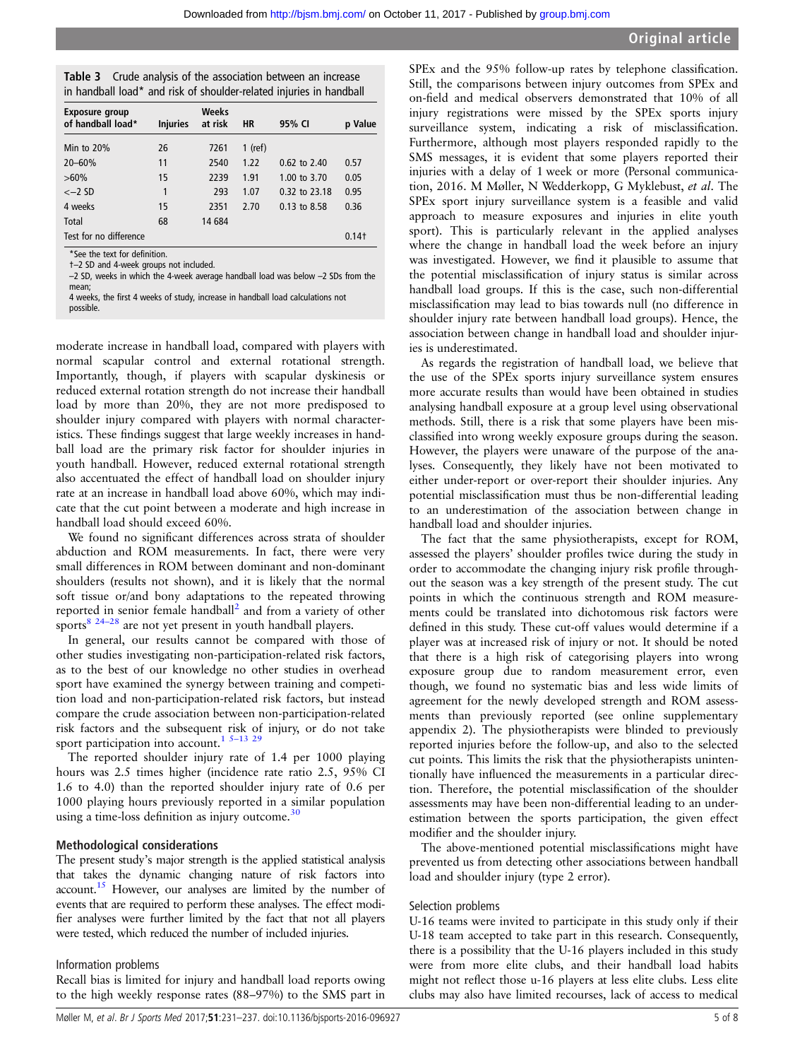**Table 3** Crude analysis of the association between an increase in handball load* and risk of shoulder-related injuries in handball

| Exposure group of handball load* | Injuries | Weeks at risk | HR | 95% CI | p Value |
|---|---|---|---|---|---|
| Min to 20% | 26 | 7261 | 1 (ref) | | |
| 20–60% | 11 | 2540 | 1.22 | 0.62 to 2.40 | 0.57 |
| >60% | 15 | 2239 | 1.91 | 1.00 to 3.70 | 0.05 |
| <−2 SD | 1 | 293 | 1.07 | 0.32 to 23.18 | 0.95 |
| 4 weeks | 15 | 2351 | 2.70 | 0.13 to 8.58 | 0.36 |
| Total | 68 | 14 684 | | | |
| Test for no difference | | | | | 0.14† |

*See the text for definition.
†−2 SD and 4-week groups not included.
−2 SD, weeks in which the 4-week average handball load was below −2 SDs from the mean;
4 weeks, the first 4 weeks of study, increase in handball load calculations not possible.

moderate increase in handball load, compared with players with normal scapular control and external rotational strength. Importantly, though, if players with scapular dyskinesis or reduced external rotation strength do not increase their handball load by more than 20%, they are not more predisposed to shoulder injury compared with players with normal characteristics. These findings suggest that large weekly increases in handball load are the primary risk factor for shoulder injuries in youth handball. However, reduced external rotational strength also accentuated the effect of handball load on shoulder injury rate at an increase in handball load above 60%, which may indicate that the cut point between a moderate and high increase in handball load should exceed 60%.

We found no significant differences across strata of shoulder abduction and ROM measurements. In fact, there were very small differences in ROM between dominant and non-dominant shoulders (results not shown), and it is likely that the normal soft tissue or/and bony adaptations to the repeated throwing reported in senior female handball[2] and from a variety of other sports[8 24–28] are not yet present in youth handball players.

In general, our results cannot be compared with those of other studies investigating non-participation-related risk factors, as to the best of our knowledge no other studies in overhead sport have examined the synergy between training and competition load and non-participation-related risk factors, but instead compare the crude association between non-participation-related risk factors and the subsequent risk of injury, or do not take sport participation into account.[1 5–13 29]

The reported shoulder injury rate of 1.4 per 1000 playing hours was 2.5 times higher (incidence rate ratio 2.5, 95% CI 1.6 to 4.0) than the reported shoulder injury rate of 0.6 per 1000 playing hours previously reported in a similar population using a time-loss definition as injury outcome.[30]

## Methodological considerations

The present study's major strength is the applied statistical analysis that takes the dynamic changing nature of risk factors into account.[15] However, our analyses are limited by the number of events that are required to perform these analyses. The effect modifier analyses were further limited by the fact that not all players were tested, which reduced the number of included injuries.

### Information problems

Recall bias is limited for injury and handball load reports owing to the high weekly response rates (88–97%) to the SMS part in SPEx and the 95% follow-up rates by telephone classification. Still, the comparisons between injury outcomes from SPEx and on-field and medical observers demonstrated that 10% of all injury registrations were missed by the SPEx sports injury surveillance system, indicating a risk of misclassification. Furthermore, although most players responded rapidly to the SMS messages, it is evident that some players reported their injuries with a delay of 1 week or more (Personal communication, 2016. M Møller, N Wedderkopp, G Myklebust, *et al*. The SPEx sport injury surveillance system is a feasible and valid approach to measure exposures and injuries in elite youth sport). This is particularly relevant in the applied analyses where the change in handball load the week before an injury was investigated. However, we find it plausible to assume that the potential misclassification of injury status is similar across handball load groups. If this is the case, such non-differential misclassification may lead to bias towards null (no difference in shoulder injury rate between handball load groups). Hence, the association between change in handball load and shoulder injuries is underestimated.

As regards the registration of handball load, we believe that the use of the SPEx sports injury surveillance system ensures more accurate results than would have been obtained in studies analysing handball exposure at a group level using observational methods. Still, there is a risk that some players have been misclassified into wrong weekly exposure groups during the season. However, the players were unaware of the purpose of the analyses. Consequently, they likely have not been motivated to either under-report or over-report their shoulder injuries. Any potential misclassification must thus be non-differential leading to an underestimation of the association between change in handball load and shoulder injuries.

The fact that the same physiotherapists, except for ROM, assessed the players' shoulder profiles twice during the study in order to accommodate the changing injury risk profile throughout the season was a key strength of the present study. The cut points in which the continuous strength and ROM measurements could be translated into dichotomous risk factors were defined in this study. These cut-off values would determine if a player was at increased risk of injury or not. It should be noted that there is a high risk of categorising players into wrong exposure group due to random measurement error, even though, we found no systematic bias and less wide limits of agreement for the newly developed strength and ROM assessments than previously reported (see online supplementary appendix 2). The physiotherapists were blinded to previously reported injuries before the follow-up, and also to the selected cut points. This limits the risk that the physiotherapists unintentionally have influenced the measurements in a particular direction. Therefore, the potential misclassification of the shoulder assessments may have been non-differential leading to an underestimation between the sports participation, the given effect modifier and the shoulder injury.

The above-mentioned potential misclassifications might have prevented us from detecting other associations between handball load and shoulder injury (type 2 error).

### Selection problems

U-16 teams were invited to participate in this study only if their U-18 team accepted to take part in this research. Consequently, there is a possibility that the U-16 players included in this study were from more elite clubs, and their handball load habits might not reflect those u-16 players at less elite clubs. Less elite clubs may also have limited recourses, lack of access to medical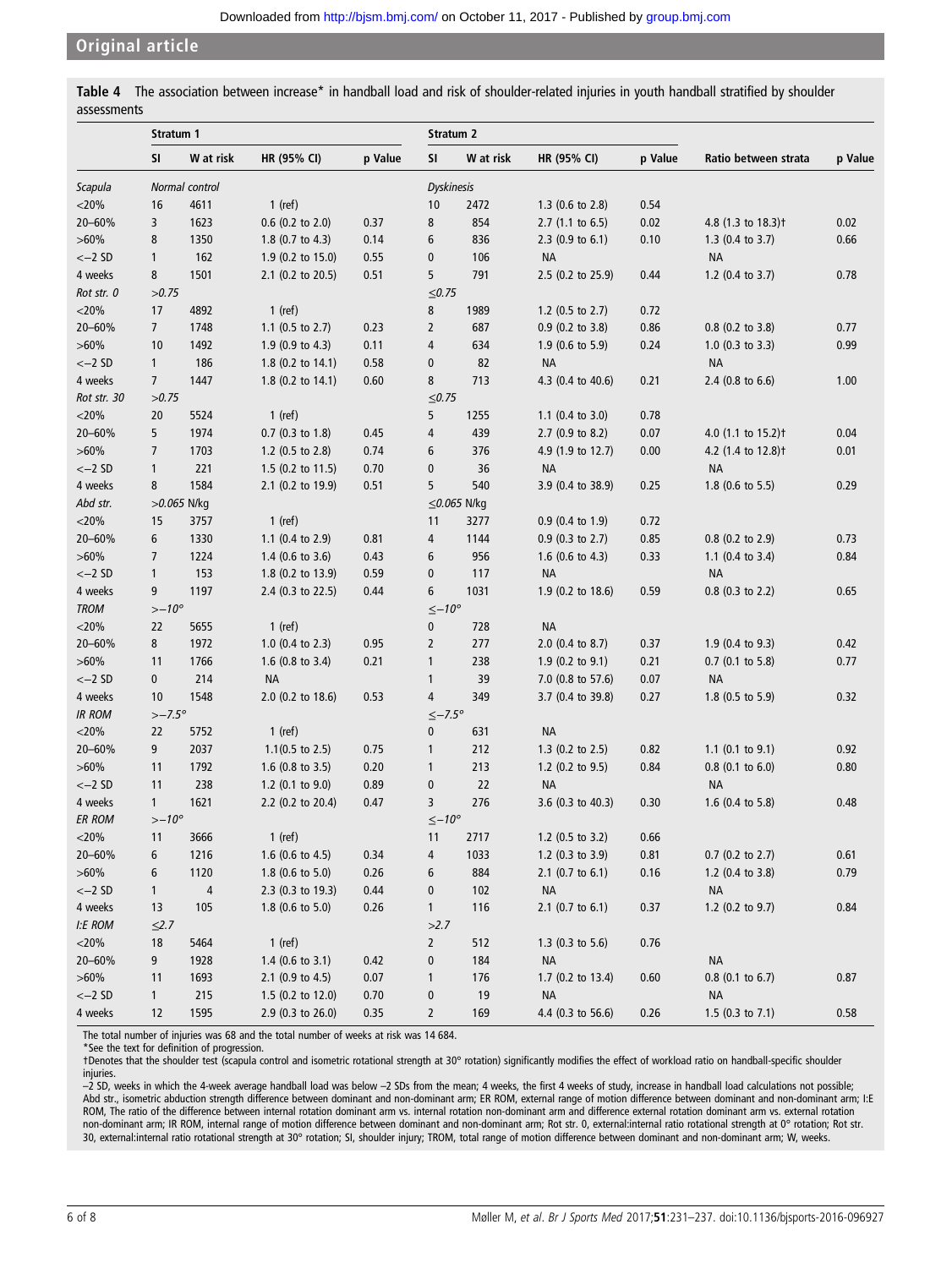**Table 4** The association between increase* in handball load and risk of shoulder-related injuries in youth handball stratified by shoulder assessments

| | Stratum 1 | | | | Stratum 2 | | | | | |
|---|---|---|---|---|---|---|---|---|---|---|
| | SI | W at risk | HR (95% CI) | p Value | SI | W at risk | HR (95% CI) | p Value | Ratio between strata | p Value |
| *Scapula* | *Normal control* | | | | *Dyskinesis* | | | | | |
| <20% | 16 | 4611 | 1 (ref) | | 10 | 2472 | 1.3 (0.6 to 2.8) | 0.54 | | |
| 20–60% | 3 | 1623 | 0.6 (0.2 to 2.0) | 0.37 | 8 | 854 | 2.7 (1.1 to 6.5) | 0.02 | 4.8 (1.3 to 18.3)† | 0.02 |
| >60% | 8 | 1350 | 1.8 (0.7 to 4.3) | 0.14 | 6 | 836 | 2.3 (0.9 to 6.1) | 0.10 | 1.3 (0.4 to 3.7) | 0.66 |
| <−2 SD | 1 | 162 | 1.9 (0.2 to 15.0) | 0.55 | 0 | 106 | NA | | NA | |
| 4 weeks | 8 | 1501 | 2.1 (0.2 to 20.5) | 0.51 | 5 | 791 | 2.5 (0.2 to 25.9) | 0.44 | 1.2 (0.4 to 3.7) | 0.78 |
| *Rot str. 0* | *>0.75* | | | | *≤0.75* | | | | | |
| <20% | 17 | 4892 | 1 (ref) | | 8 | 1989 | 1.2 (0.5 to 2.7) | 0.72 | | |
| 20–60% | 7 | 1748 | 1.1 (0.5 to 2.7) | 0.23 | 2 | 687 | 0.9 (0.2 to 3.8) | 0.86 | 0.8 (0.2 to 3.8) | 0.77 |
| >60% | 10 | 1492 | 1.9 (0.9 to 4.3) | 0.11 | 4 | 634 | 1.9 (0.6 to 5.9) | 0.24 | 1.0 (0.3 to 3.3) | 0.99 |
| <−2 SD | 1 | 186 | 1.8 (0.2 to 14.1) | 0.58 | 0 | 82 | NA | | NA | |
| 4 weeks | 7 | 1447 | 1.8 (0.2 to 14.1) | 0.60 | 8 | 713 | 4.3 (0.4 to 40.6) | 0.21 | 2.4 (0.8 to 6.6) | 1.00 |
| *Rot str. 30* | *>0.75* | | | | *≤0.75* | | | | | |
| <20% | 20 | 5524 | 1 (ref) | | 5 | 1255 | 1.1 (0.4 to 3.0) | 0.78 | | |
| 20–60% | 5 | 1974 | 0.7 (0.3 to 1.8) | 0.45 | 4 | 439 | 2.7 (0.9 to 8.2) | 0.07 | 4.0 (1.1 to 15.2)† | 0.04 |
| >60% | 7 | 1703 | 1.2 (0.5 to 2.8) | 0.74 | 6 | 376 | 4.9 (1.9 to 12.7) | 0.00 | 4.2 (1.4 to 12.8)† | 0.01 |
| <−2 SD | 1 | 221 | 1.5 (0.2 to 11.5) | 0.70 | 0 | 36 | NA | | NA | |
| 4 weeks | 8 | 1584 | 2.1 (0.2 to 19.9) | 0.51 | 5 | 540 | 3.9 (0.4 to 38.9) | 0.25 | 1.8 (0.6 to 5.5) | 0.29 |
| *Abd str.* | *>0.065 N/kg* | | | | *≤0.065 N/kg* | | | | | |
| <20% | 15 | 3757 | 1 (ref) | | 11 | 3277 | 0.9 (0.4 to 1.9) | 0.72 | | |
| 20–60% | 6 | 1330 | 1.1 (0.4 to 2.9) | 0.81 | 4 | 1144 | 0.9 (0.3 to 2.7) | 0.85 | 0.8 (0.2 to 2.9) | 0.73 |
| >60% | 7 | 1224 | 1.4 (0.6 to 3.6) | 0.43 | 6 | 956 | 1.6 (0.6 to 4.3) | 0.33 | 1.1 (0.4 to 3.4) | 0.84 |
| <−2 SD | 1 | 153 | 1.8 (0.2 to 13.9) | 0.59 | 0 | 117 | NA | | NA | |
| 4 weeks | 9 | 1197 | 2.4 (0.3 to 22.5) | 0.44 | 6 | 1031 | 1.9 (0.2 to 18.6) | 0.59 | 0.8 (0.3 to 2.2) | 0.65 |
| *TROM* | *>−10°* | | | | *≤−10°* | | | | | |
| <20% | 22 | 5655 | 1 (ref) | | 0 | 728 | NA | | | |
| 20–60% | 8 | 1972 | 1.0 (0.4 to 2.3) | 0.95 | 2 | 277 | 2.0 (0.4 to 8.7) | 0.37 | 1.9 (0.4 to 9.3) | 0.42 |
| >60% | 11 | 1766 | 1.6 (0.8 to 3.4) | 0.21 | 1 | 238 | 1.9 (0.2 to 9.1) | 0.21 | 0.7 (0.1 to 5.8) | 0.77 |
| <−2 SD | 0 | 214 | NA | | 1 | 39 | 7.0 (0.8 to 57.6) | 0.07 | NA | |
| 4 weeks | 10 | 1548 | 2.0 (0.2 to 18.6) | 0.53 | 4 | 349 | 3.7 (0.4 to 39.8) | 0.27 | 1.8 (0.5 to 5.9) | 0.32 |
| *IR ROM* | *>−7.5°* | | | | *≤−7.5°* | | | | | |
| <20% | 22 | 5752 | 1 (ref) | | 0 | 631 | NA | | | |
| 20–60% | 9 | 2037 | 1.1(0.5 to 2.5) | 0.75 | 1 | 212 | 1.3 (0.2 to 2.5) | 0.82 | 1.1 (0.1 to 9.1) | 0.92 |
| >60% | 11 | 1792 | 1.6 (0.8 to 3.5) | 0.20 | 1 | 213 | 1.2 (0.2 to 9.5) | 0.84 | 0.8 (0.1 to 6.0) | 0.80 |
| <−2 SD | 11 | 238 | 1.2 (0.1 to 9.0) | 0.89 | 0 | 22 | NA | | NA | |
| 4 weeks | 1 | 1621 | 2.2 (0.2 to 20.4) | 0.47 | 3 | 276 | 3.6 (0.3 to 40.3) | 0.30 | 1.6 (0.4 to 5.8) | 0.48 |
| *ER ROM* | *>−10°* | | | | *≤−10°* | | | | | |
| <20% | 11 | 3666 | 1 (ref) | | 11 | 2717 | 1.2 (0.5 to 3.2) | 0.66 | | |
| 20–60% | 6 | 1216 | 1.6 (0.6 to 4.5) | 0.34 | 4 | 1033 | 1.2 (0.3 to 3.9) | 0.81 | 0.7 (0.2 to 2.7) | 0.61 |
| >60% | 6 | 1120 | 1.8 (0.6 to 5.0) | 0.26 | 6 | 884 | 2.1 (0.7 to 6.1) | 0.16 | 1.2 (0.4 to 3.8) | 0.79 |
| <−2 SD | 1 | 4 | 2.3 (0.3 to 19.3) | 0.44 | 0 | 102 | NA | | NA | |
| 4 weeks | 13 | 105 | 1.8 (0.6 to 5.0) | 0.26 | 1 | 116 | 2.1 (0.7 to 6.1) | 0.37 | 1.2 (0.2 to 9.7) | 0.84 |
| *I:E ROM* | *≤2.7* | | | | *>2.7* | | | | | |
| <20% | 18 | 5464 | 1 (ref) | | 2 | 512 | 1.3 (0.3 to 5.6) | 0.76 | | |
| 20–60% | 9 | 1928 | 1.4 (0.6 to 3.1) | 0.42 | 0 | 184 | NA | | NA | |
| >60% | 11 | 1693 | 2.1 (0.9 to 4.5) | 0.07 | 1 | 176 | 1.7 (0.2 to 13.4) | 0.60 | 0.8 (0.1 to 6.7) | 0.87 |
| <−2 SD | 1 | 215 | 1.5 (0.2 to 12.0) | 0.70 | 0 | 19 | NA | | NA | |
| 4 weeks | 12 | 1595 | 2.9 (0.3 to 26.0) | 0.35 | 2 | 169 | 4.4 (0.3 to 56.6) | 0.26 | 1.5 (0.3 to 7.1) | 0.58 |

The total number of injuries was 68 and the total number of weeks at risk was 14 684.

*See the text for definition of progression.

†Denotes that the shoulder test (scapula control and isometric rotational strength at 30° rotation) significantly modifies the effect of workload ratio on handball-specific shoulder injuries.

−2 SD, weeks in which the 4-week average handball load was below −2 SDs from the mean; 4 weeks, the first 4 weeks of study, increase in handball load calculations not possible; Abd str., isometric abduction strength difference between dominant and non-dominant arm; ER ROM, external range of motion difference between dominant and non-dominant arm; I:E ROM, The ratio of the difference between internal rotation dominant arm vs. internal rotation non-dominant arm and difference external rotation dominant arm vs. external rotation non-dominant arm; IR ROM, internal range of motion difference between dominant and non-dominant arm; Rot str. 0, external:internal ratio rotational strength at 0° rotation; Rot str. 30, external:internal ratio rotational strength at 30° rotation; SI, shoulder injury; TROM, total range of motion difference between dominant and non-dominant arm; W, weeks.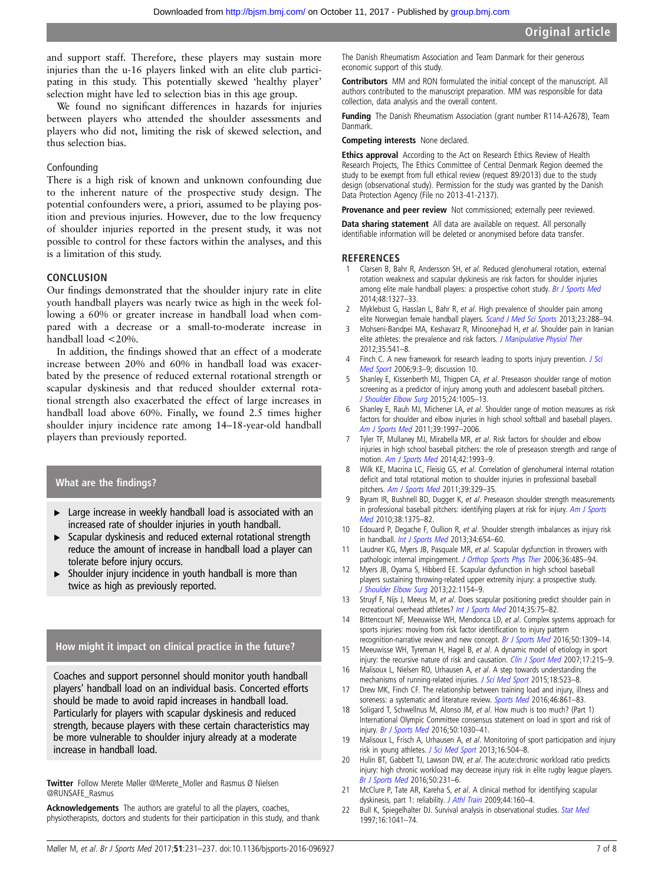and support staff. Therefore, these players may sustain more injuries than the u-16 players linked with an elite club participating in this study. This potentially skewed 'healthy player' selection might have led to selection bias in this age group.

We found no significant differences in hazards for injuries between players who attended the shoulder assessments and players who did not, limiting the risk of skewed selection, and thus selection bias.

### Confounding

There is a high risk of known and unknown confounding due to the inherent nature of the prospective study design. The potential confounders were, a priori, assumed to be playing position and previous injuries. However, due to the low frequency of shoulder injuries reported in the present study, it was not possible to control for these factors within the analyses, and this is a limitation of this study.

## CONCLUSION

Our findings demonstrated that the shoulder injury rate in elite youth handball players was nearly twice as high in the week following a 60% or greater increase in handball load when compared with a decrease or a small-to-moderate increase in handball load <20%.

In addition, the findings showed that an effect of a moderate increase between 20% and 60% in handball load was exacerbated by the presence of reduced external rotational strength or scapular dyskinesis and that reduced shoulder external rotational strength also exacerbated the effect of large increases in handball load above 60%. Finally, we found 2.5 times higher shoulder injury incidence rate among 14–18-year-old handball players than previously reported.

### What are the findings?

- Large increase in weekly handball load is associated with an increased rate of shoulder injuries in youth handball.
- Scapular dyskinesis and reduced external rotational strength reduce the amount of increase in handball load a player can tolerate before injury occurs.
- Shoulder injury incidence in youth handball is more than twice as high as previously reported.

### How might it impact on clinical practice in the future?

Coaches and support personnel should monitor youth handball players' handball load on an individual basis. Concerted efforts should be made to avoid rapid increases in handball load. Particularly for players with scapular dyskinesis and reduced strength, because players with these certain characteristics may be more vulnerable to shoulder injury already at a moderate increase in handball load.

**Twitter** Follow Merete Møller @Merete_Moller and Rasmus Ø Nielsen @RUNSAFE_Rasmus

**Acknowledgements** The authors are grateful to all the players, coaches, physiotherapists, doctors and students for their participation in this study, and thank The Danish Rheumatism Association and Team Danmark for their generous economic support of this study.

**Contributors** MM and RON formulated the initial concept of the manuscript. All authors contributed to the manuscript preparation. MM was responsible for data collection, data analysis and the overall content.

**Funding** The Danish Rheumatism Association (grant number R114-A2678), Team Danmark.

**Competing interests** None declared.

**Ethics approval** According to the Act on Research Ethics Review of Health Research Projects, The Ethics Committee of Central Denmark Region deemed the study to be exempt from full ethical review (request 89/2013) due to the study design (observational study). Permission for the study was granted by the Danish Data Protection Agency (File no 2013-41-2137).

**Provenance and peer review** Not commissioned; externally peer reviewed.

**Data sharing statement** All data are available on request. All personally identifiable information will be deleted or anonymised before data transfer.

## REFERENCES

1. Clarsen B, Bahr R, Andersson SH, *et al*. Reduced glenohumeral rotation, external rotation weakness and scapular dyskinesis are risk factors for shoulder injuries among elite male handball players: a prospective cohort study. *Br J Sports Med* 2014;48:1327–33.
2. Myklebust G, Hasslan L, Bahr R, *et al*. High prevalence of shoulder pain among elite Norwegian female handball players. *Scand J Med Sci Sports* 2013;23:288–94.
3. Mohseni-Bandpei MA, Keshavarz R, Minoonejhad H, *et al*. Shoulder pain in Iranian elite athletes: the prevalence and risk factors. *J Manipulative Physiol Ther* 2012;35:541–8.
4. Finch C. A new framework for research leading to sports injury prevention. *J Sci Med Sport* 2006;9:3–9; discussion 10.
5. Shanley E, Kissenberth MJ, Thigpen CA, *et al*. Preseason shoulder range of motion screening as a predictor of injury among youth and adolescent baseball pitchers. *J Shoulder Elbow Surg* 2015;24:1005–13.
6. Shanley E, Rauh MJ, Michener LA, *et al*. Shoulder range of motion measures as risk factors for shoulder and elbow injuries in high school softball and baseball players. *Am J Sports Med* 2011;39:1997–2006.
7. Tyler TF, Mullaney MJ, Mirabella MR, *et al*. Risk factors for shoulder and elbow injuries in high school baseball pitchers: the role of preseason strength and range of motion. *Am J Sports Med* 2014;42:1993–9.
8. Wilk KE, Macrina LC, Fleisig GS, *et al*. Correlation of glenohumeral internal rotation deficit and total rotational motion to shoulder injuries in professional baseball pitchers. *Am J Sports Med* 2011;39:329–35.
9. Byram IR, Bushnell BD, Dugger K, *et al*. Preseason shoulder strength measurements in professional baseball pitchers: identifying players at risk for injury. *Am J Sports Med* 2010;38:1375–82.
10. Edouard P, Degache F, Oullion R, *et al*. Shoulder strength imbalances as injury risk in handball. *Int J Sports Med* 2013;34:654–60.
11. Laudner KG, Myers JB, Pasquale MR, *et al*. Scapular dysfunction in throwers with pathologic internal impingement. *J Orthop Sports Phys Ther* 2006;36:485–94.
12. Myers JB, Oyama S, Hibberd EE. Scapular dysfunction in high school baseball players sustaining throwing-related upper extremity injury: a prospective study. *J Shoulder Elbow Surg* 2013;22:1154–9.
13. Struyf F, Nijs J, Meeus M, *et al*. Does scapular positioning predict shoulder pain in recreational overhead athletes? *Int J Sports Med* 2014;35:75–82.
14. Bittencourt NF, Meeuwisse WH, Mendonca LD, *et al*. Complex systems approach for sports injuries: moving from risk factor identification to injury pattern recognition-narrative review and new concept. *Br J Sports Med* 2016;50:1309–14.
15. Meeuwisse WH, Tyreman H, Hagel B, *et al*. A dynamic model of etiology in sport injury: the recursive nature of risk and causation. *Clin J Sport Med* 2007;17:215–9.
16. Malisoux L, Nielsen RO, Urhausen A, *et al*. A step towards understanding the mechanisms of running-related injuries. *J Sci Med Sport* 2015;18:523–8.
17. Drew MK, Finch CF. The relationship between training load and injury, illness and soreness: a systematic and literature review. *Sports Med* 2016;46:861–83.
18. Soligard T, Schwellnus M, Alonso JM, *et al*. How much is too much? (Part 1) International Olympic Committee consensus statement on load in sport and risk of injury. *Br J Sports Med* 2016;50:1030–41.
19. Malisoux L, Frisch A, Urhausen A, *et al*. Monitoring of sport participation and injury risk in young athletes. *J Sci Med Sport* 2013;16:504–8.
20. Hulin BT, Gabbett TJ, Lawson DW, *et al*. The acute:chronic workload ratio predicts injury: high chronic workload may decrease injury risk in elite rugby league players. *Br J Sports Med* 2016;50:231–6.
21. McClure P, Tate AR, Kareha S, *et al*. A clinical method for identifying scapular dyskinesis, part 1: reliability. *J Athl Train* 2009;44:160–4.
22. Bull K, Spiegelhalter DJ. Survival analysis in observational studies. *Stat Med* 1997;16:1041–74.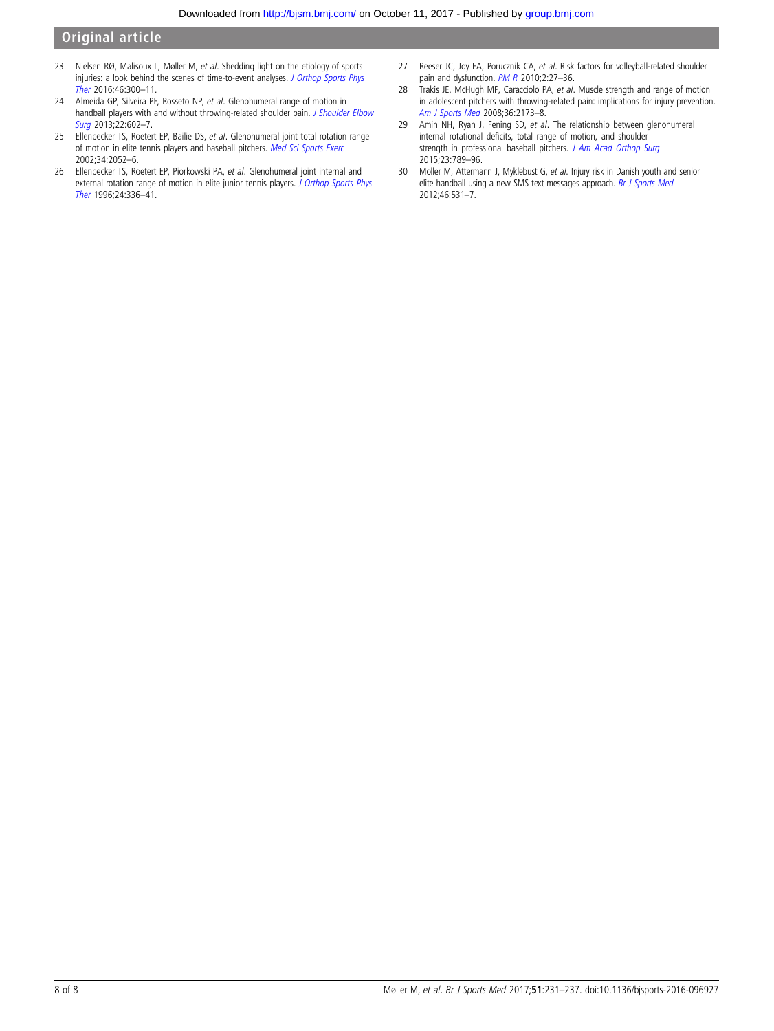23 Nielsen RØ, Malisoux L, Møller M, *et al*. Shedding light on the etiology of sports injuries: a look behind the scenes of time-to-event analyses. *J Orthop Sports Phys Ther* 2016;46:300–11.

24 Almeida GP, Silveira PF, Rosseto NP, *et al*. Glenohumeral range of motion in handball players with and without throwing-related shoulder pain. *J Shoulder Elbow Surg* 2013;22:602–7.

25 Ellenbecker TS, Roetert EP, Bailie DS, *et al*. Glenohumeral joint total rotation range of motion in elite tennis players and baseball pitchers. *Med Sci Sports Exerc* 2002;34:2052–6.

26 Ellenbecker TS, Roetert EP, Piorkowski PA, *et al*. Glenohumeral joint internal and external rotation range of motion in elite junior tennis players. *J Orthop Sports Phys Ther* 1996;24:336–41.

27 Reeser JC, Joy EA, Porucznik CA, *et al*. Risk factors for volleyball-related shoulder pain and dysfunction. *PM R* 2010;2:27–36.

28 Trakis JE, McHugh MP, Caracciolo PA, *et al*. Muscle strength and range of motion in adolescent pitchers with throwing-related pain: implications for injury prevention. *Am J Sports Med* 2008;36:2173–8.

29 Amin NH, Ryan J, Fening SD, *et al*. The relationship between glenohumeral internal rotational deficits, total range of motion, and shoulder strength in professional baseball pitchers. *J Am Acad Orthop Surg* 2015;23:789–96.

30 Moller M, Attermann J, Myklebust G, *et al*. Injury risk in Danish youth and senior elite handball using a new SMS text messages approach. *Br J Sports Med* 2012;46:531–7.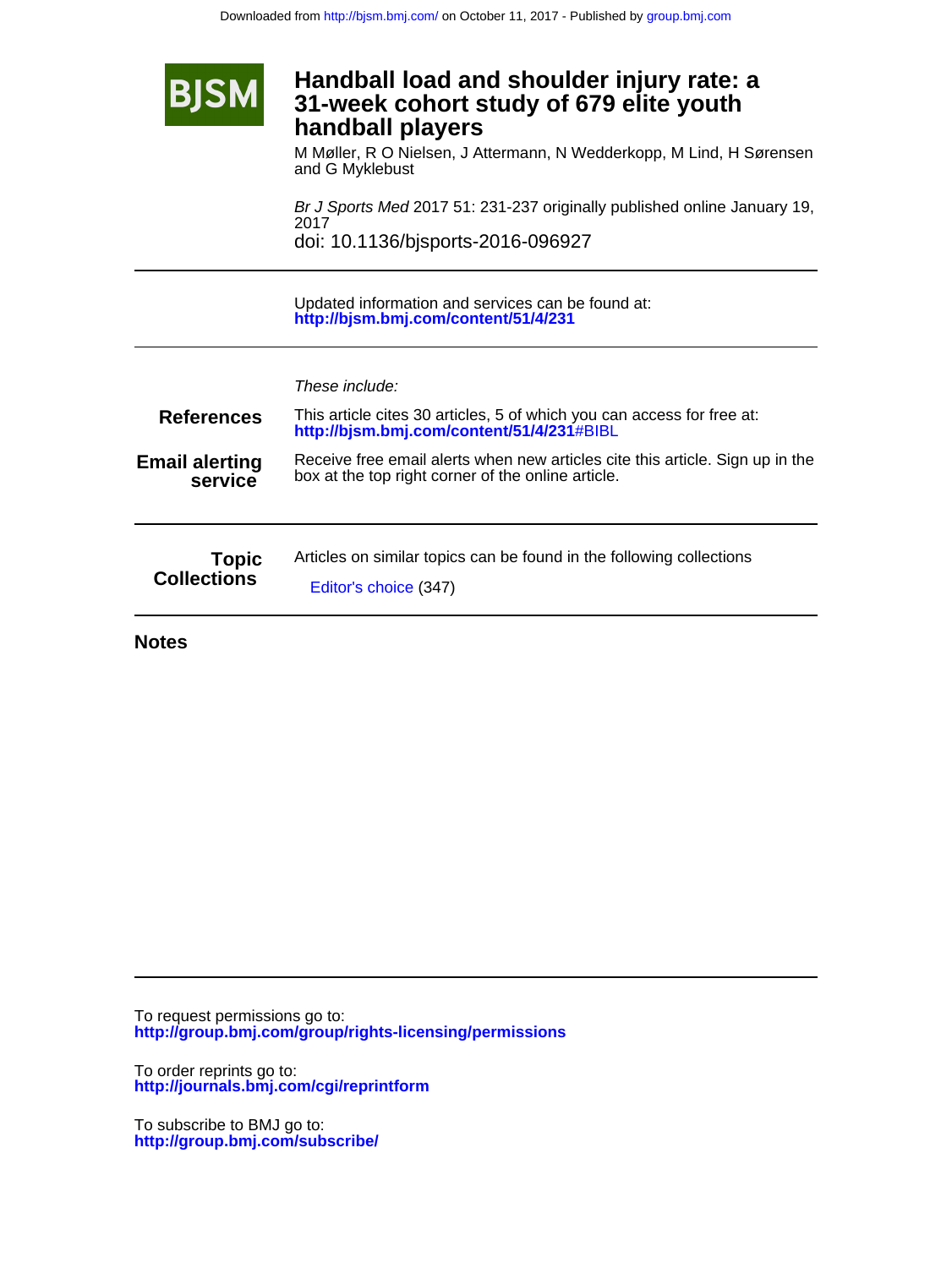Downloaded from http://bjsm.bmj.com/ on October 11, 2017 - Published by group.bmj.com

BJSM

# Handball load and shoulder injury rate: a 31-week cohort study of 679 elite youth handball players

M Møller, R O Nielsen, J Attermann, N Wedderkopp, M Lind, H Sørensen and G Myklebust

*Br J Sports Med* 2017 51: 231-237 originally published online January 19, 2017

doi: 10.1136/bjsports-2016-096927

Updated information and services can be found at:
**http://bjsm.bmj.com/content/51/4/231**

*These include:*

**References**

This article cites 30 articles, 5 of which you can access for free at:
**http://bjsm.bmj.com/content/51/4/231**#BIBL

**Email alerting service**

Receive free email alerts when new articles cite this article. Sign up in the box at the top right corner of the online article.

**Topic Collections**

Articles on similar topics can be found in the following collections

Editor's choice (347)

## Notes

To request permissions go to:
**http://group.bmj.com/group/rights-licensing/permissions**

To order reprints go to:
**http://journals.bmj.com/cgi/reprintform**

To subscribe to BMJ go to:
**http://group.bmj.com/subscribe/**